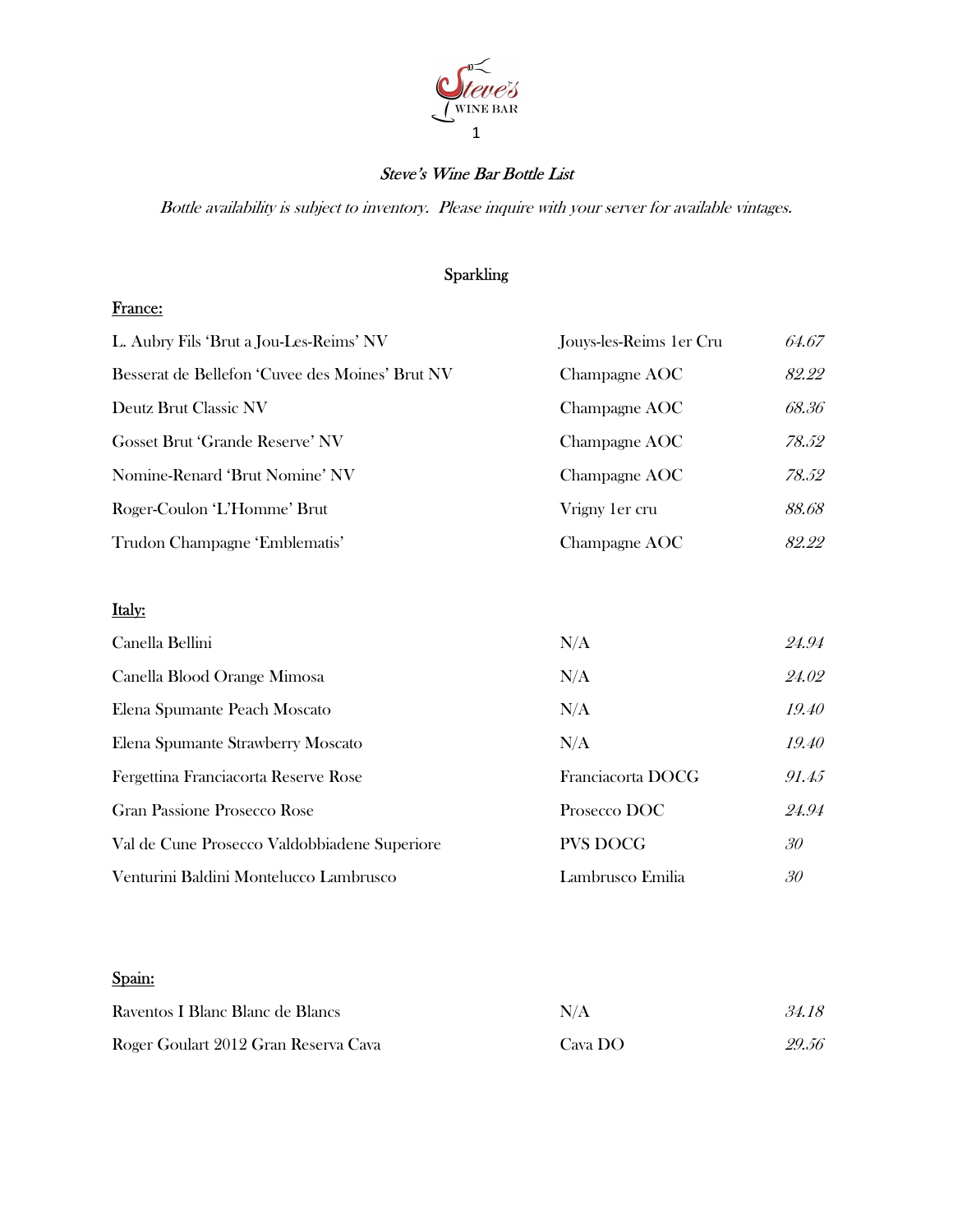# *Steve's Wine Bar Bottle List*

*Bottle availability is subject to inventory. Please inquire with your server for available vintages.*

## Sparkling

### France:

| | | |
|---|---|---|
| L. Aubry Fils 'Brut a Jou-Les-Reims' NV | Jouys-les-Reims 1er Cru | *64.67* |
| Besserat de Bellefon 'Cuvee des Moines' Brut NV | Champagne AOC | *82.22* |
| Deutz Brut Classic NV | Champagne AOC | *68.36* |
| Gosset Brut 'Grande Reserve' NV | Champagne AOC | *78.52* |
| Nomine-Renard 'Brut Nomine' NV | Champagne AOC | *78.52* |
| Roger-Coulon 'L'Homme' Brut | Vrigny 1er cru | *88.68* |
| Trudon Champagne 'Emblematis' | Champagne AOC | *82.22* |

### Italy:

| | | |
|---|---|---|
| Canella Bellini | N/A | *24.94* |
| Canella Blood Orange Mimosa | N/A | *24.02* |
| Elena Spumante Peach Moscato | N/A | *19.40* |
| Elena Spumante Strawberry Moscato | N/A | *19.40* |
| Fergettina Franciacorta Reserve Rose | Franciacorta DOCG | *91.45* |
| Gran Passione Prosecco Rose | Prosecco DOC | *24.94* |
| Val de Cune Prosecco Valdobbiadene Superiore | PVS DOCG | *30* |
| Venturini Baldini Montelucco Lambrusco | Lambrusco Emilia | *30* |

### Spain:

| | | |
|---|---|---|
| Raventos I Blanc Blanc de Blancs | N/A | *34.18* |
| Roger Goulart 2012 Gran Reserva Cava | Cava DO | *29.56* |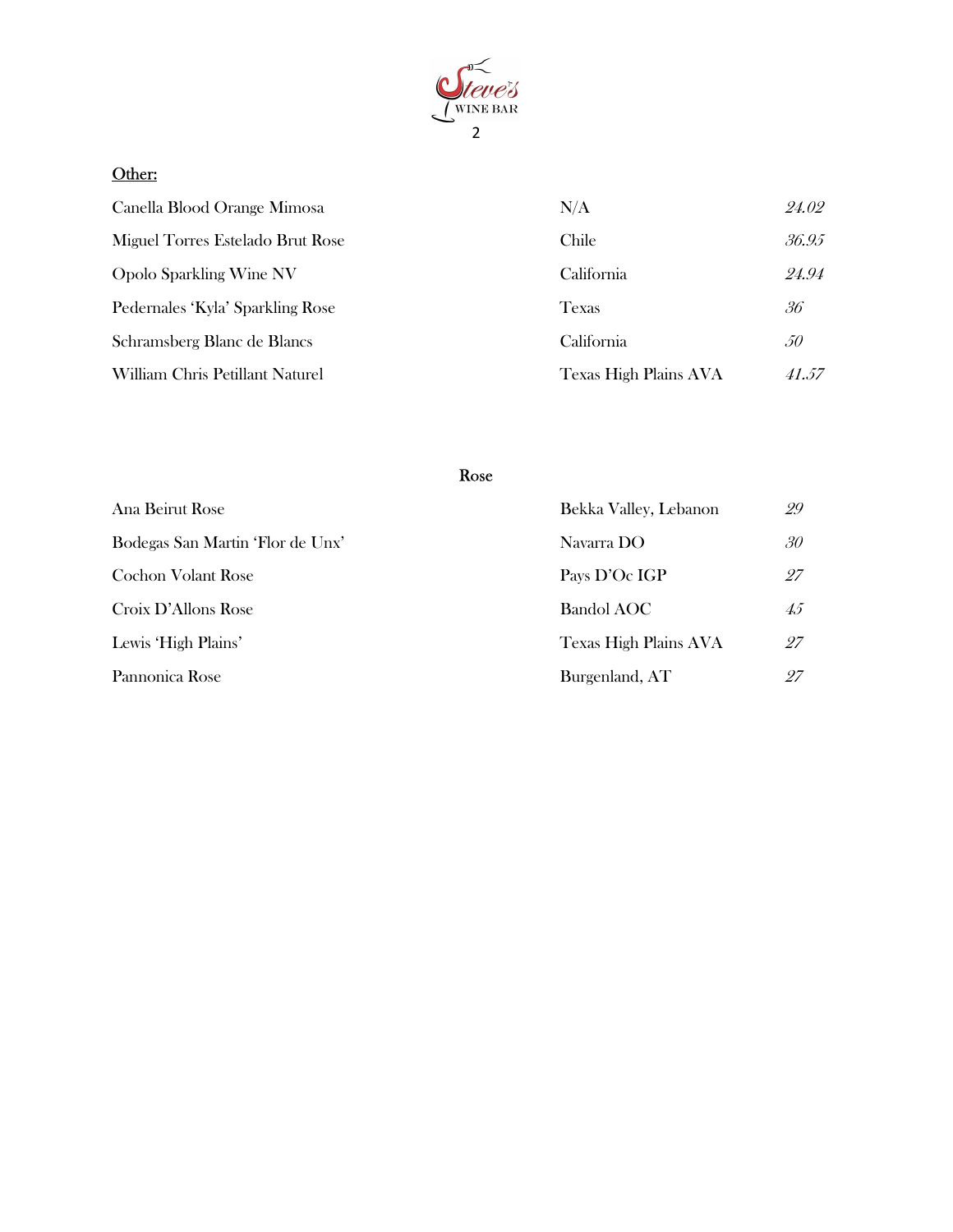## Other:

| | | |
|---|---|---|
| Canella Blood Orange Mimosa | N/A | *24.02* |
| Miguel Torres Estelado Brut Rose | Chile | *36.95* |
| Opolo Sparkling Wine NV | California | *24.94* |
| Pedernales 'Kyla' Sparkling Rose | Texas | *36* |
| Schramsberg Blanc de Blancs | California | *50* |
| William Chris Petillant Naturel | Texas High Plains AVA | *41.57* |

## Rose

| | | |
|---|---|---|
| Ana Beirut Rose | Bekka Valley, Lebanon | *29* |
| Bodegas San Martin 'Flor de Unx' | Navarra DO | *30* |
| Cochon Volant Rose | Pays D'Oc IGP | *27* |
| Croix D'Allons Rose | Bandol AOC | *45* |
| Lewis 'High Plains' | Texas High Plains AVA | *27* |
| Pannonica Rose | Burgenland, AT | *27* |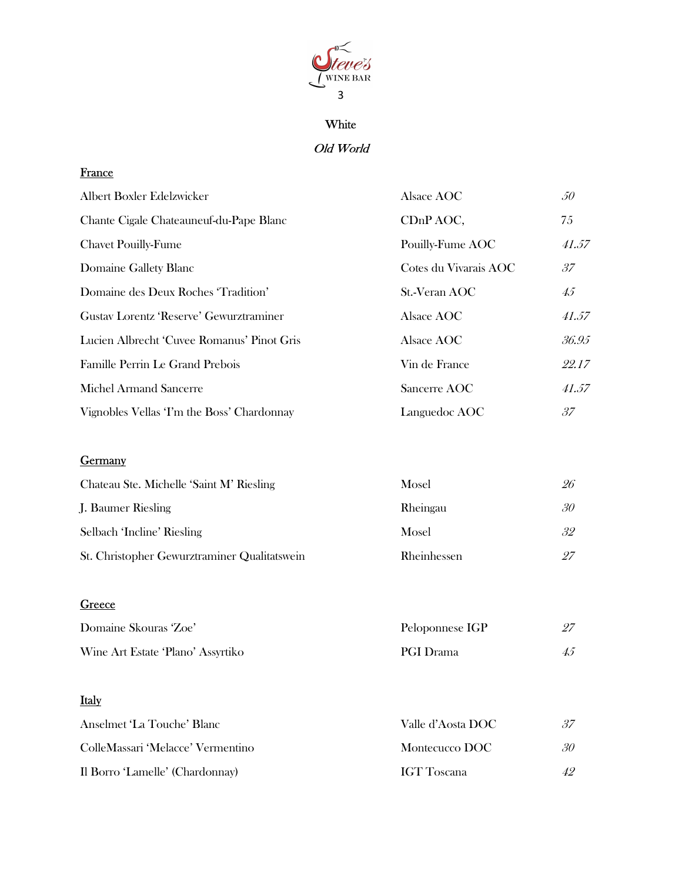# White

## *Old World*

### France

| Wine | Region | Price |
|---|---|---|
| Albert Boxler Edelzwicker | Alsace AOC | *50* |
| Chante Cigale Chateauneuf-du-Pape Blanc | CDnP AOC, | 75 |
| Chavet Pouilly-Fume | Pouilly-Fume AOC | *41.57* |
| Domaine Gallety Blanc | Cotes du Vivarais AOC | *37* |
| Domaine des Deux Roches 'Tradition' | St.-Veran AOC | *45* |
| Gustav Lorentz 'Reserve' Gewurztraminer | Alsace AOC | *41.57* |
| Lucien Albrecht 'Cuvee Romanus' Pinot Gris | Alsace AOC | *36.95* |
| Famille Perrin Le Grand Prebois | Vin de France | *22.17* |
| Michel Armand Sancerre | Sancerre AOC | *41.57* |
| Vignobles Vellas 'I'm the Boss' Chardonnay | Languedoc AOC | *37* |

### Germany

| Wine | Region | Price |
|---|---|---|
| Chateau Ste. Michelle 'Saint M' Riesling | Mosel | *26* |
| J. Baumer Riesling | Rheingau | *30* |
| Selbach 'Incline' Riesling | Mosel | *32* |
| St. Christopher Gewurztraminer Qualitatswein | Rheinhessen | *27* |

### Greece

| Wine | Region | Price |
|---|---|---|
| Domaine Skouras 'Zoe' | Peloponnese IGP | *27* |
| Wine Art Estate 'Plano' Assyrtiko | PGI Drama | *45* |

### Italy

| Wine | Region | Price |
|---|---|---|
| Anselmet 'La Touche' Blanc | Valle d'Aosta DOC | *37* |
| ColleMassari 'Melacce' Vermentino | Montecucco DOC | *30* |
| Il Borro 'Lamelle' (Chardonnay) | IGT Toscana | *42* |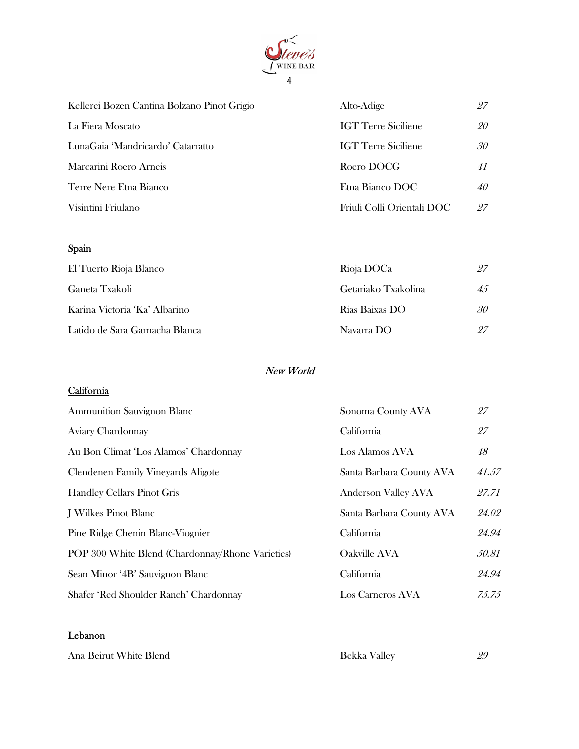| | | |
|---|---|---|
| Kellerei Bozen Cantina Bolzano Pinot Grigio | Alto-Adige | *27* |
| La Fiera Moscato | IGT Terre Siciliene | *20* |
| LunaGaia 'Mandricardo' Catarratto | IGT Terre Siciliene | *30* |
| Marcarini Roero Arneis | Roero DOCG | *41* |
| Terre Nere Etna Bianco | Etna Bianco DOC | *40* |
| Visintini Friulano | Friuli Colli Orientali DOC | *27* |

## Spain

| | | |
|---|---|---|
| El Tuerto Rioja Blanco | Rioja DOCa | *27* |
| Ganeta Txakoli | Getariako Txakolina | *45* |
| Karina Victoria 'Ka' Albarino | Rias Baixas DO | *30* |
| Latido de Sara Garnacha Blanca | Navarra DO | *27* |

# *New World*

## California

| | | |
|---|---|---|
| Ammunition Sauvignon Blanc | Sonoma County AVA | *27* |
| Aviary Chardonnay | California | *27* |
| Au Bon Climat 'Los Alamos' Chardonnay | Los Alamos AVA | *48* |
| Clendenen Family Vineyards Aligote | Santa Barbara County AVA | *41.57* |
| Handley Cellars Pinot Gris | Anderson Valley AVA | *27.71* |
| J Wilkes Pinot Blanc | Santa Barbara County AVA | *24.02* |
| Pine Ridge Chenin Blanc-Viognier | California | *24.94* |
| POP 300 White Blend (Chardonnay/Rhone Varieties) | Oakville AVA | *50.81* |
| Sean Minor '4B' Sauvignon Blanc | California | *24.94* |
| Shafer 'Red Shoulder Ranch' Chardonnay | Los Carneros AVA | *75.75* |

## Lebanon

| | | |
|---|---|---|
| Ana Beirut White Blend | Bekka Valley | *29* |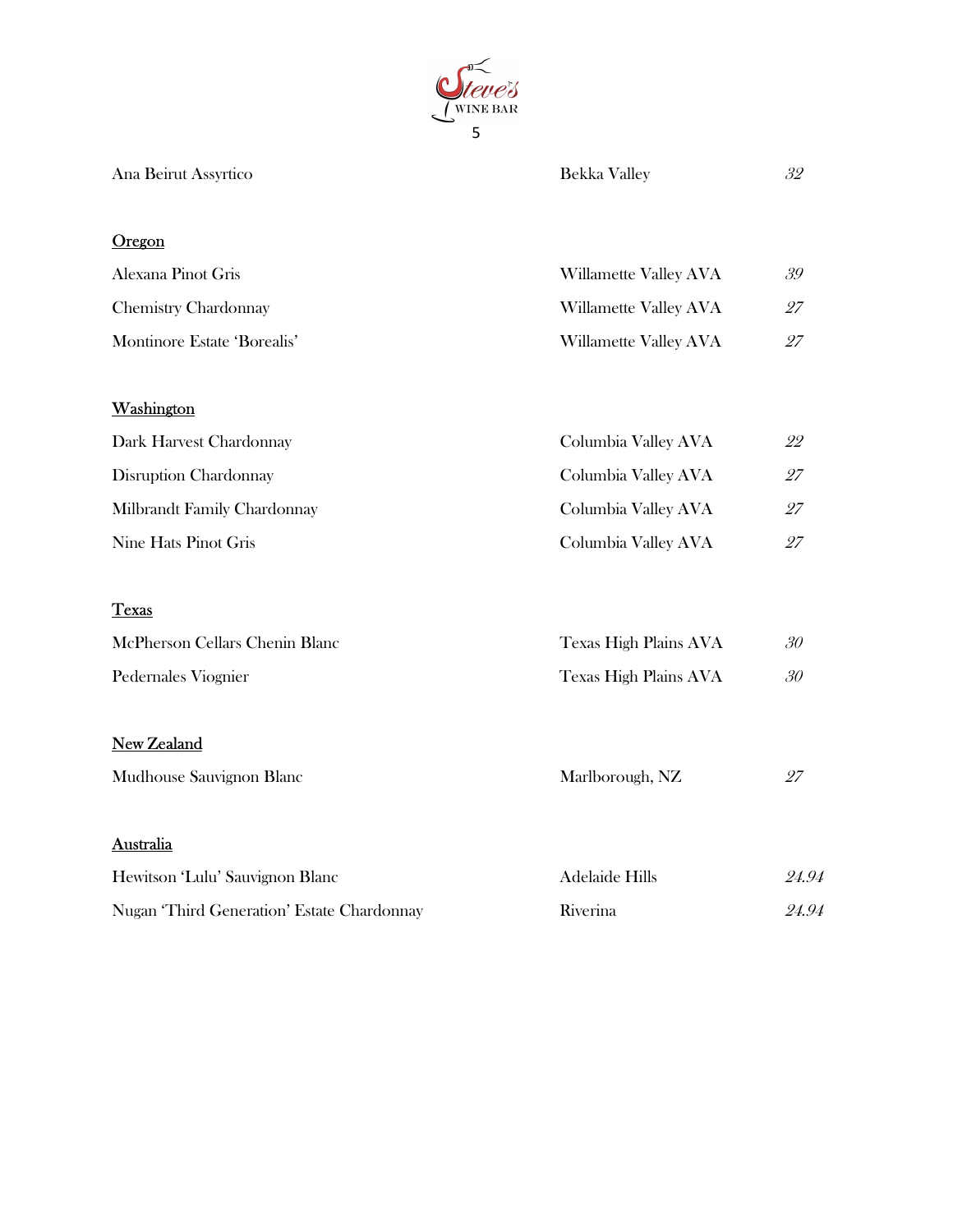| | | |
|---|---|---|
| Ana Beirut Assyrtico | Bekka Valley | *32* |

## Oregon

| | | |
|---|---|---|
| Alexana Pinot Gris | Willamette Valley AVA | *39* |
| Chemistry Chardonnay | Willamette Valley AVA | *27* |
| Montinore Estate 'Borealis' | Willamette Valley AVA | *27* |

## Washington

| | | |
|---|---|---|
| Dark Harvest Chardonnay | Columbia Valley AVA | *22* |
| Disruption Chardonnay | Columbia Valley AVA | *27* |
| Milbrandt Family Chardonnay | Columbia Valley AVA | *27* |
| Nine Hats Pinot Gris | Columbia Valley AVA | *27* |

## Texas

| | | |
|---|---|---|
| McPherson Cellars Chenin Blanc | Texas High Plains AVA | *30* |
| Pedernales Viognier | Texas High Plains AVA | *30* |

## New Zealand

| | | |
|---|---|---|
| Mudhouse Sauvignon Blanc | Marlborough, NZ | *27* |

## Australia

| | | |
|---|---|---|
| Hewitson 'Lulu' Sauvignon Blanc | Adelaide Hills | *24.94* |
| Nugan 'Third Generation' Estate Chardonnay | Riverina | *24.94* |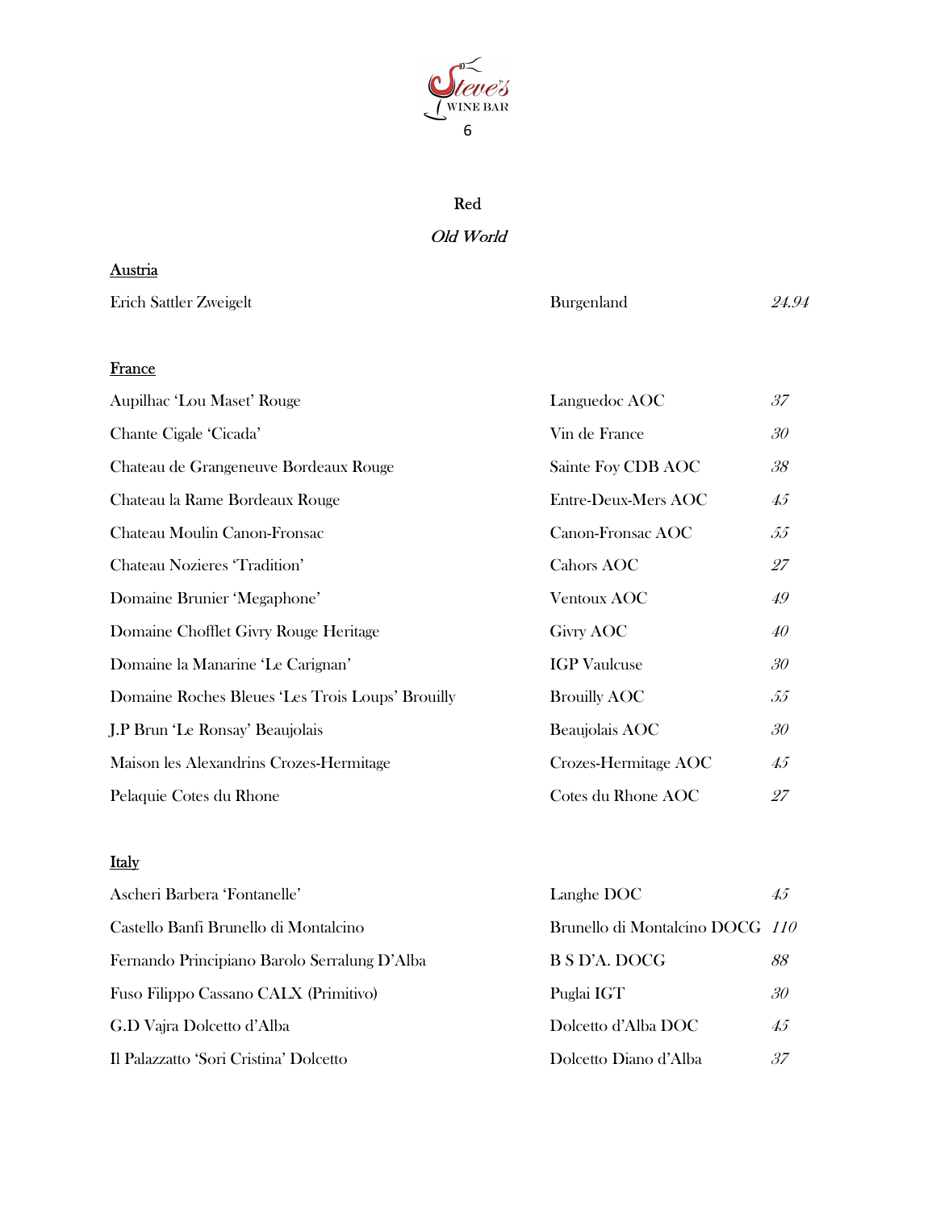## Red

### *Old World*

**Austria**

| | | |
|---|---|---|
| Erich Sattler Zweigelt | Burgenland | *24.94* |

**France**

| | | |
|---|---|---|
| Aupilhac 'Lou Maset' Rouge | Languedoc AOC | *37* |
| Chante Cigale 'Cicada' | Vin de France | *30* |
| Chateau de Grangeneuve Bordeaux Rouge | Sainte Foy CDB AOC | *38* |
| Chateau la Rame Bordeaux Rouge | Entre-Deux-Mers AOC | *45* |
| Chateau Moulin Canon-Fronsac | Canon-Fronsac AOC | *55* |
| Chateau Nozieres 'Tradition' | Cahors AOC | *27* |
| Domaine Brunier 'Megaphone' | Ventoux AOC | *49* |
| Domaine Chofflet Givry Rouge Heritage | Givry AOC | *40* |
| Domaine la Manarine 'Le Carignan' | IGP Vaulcuse | *30* |
| Domaine Roches Bleues 'Les Trois Loups' Brouilly | Brouilly AOC | *55* |
| J.P Brun 'Le Ronsay' Beaujolais | Beaujolais AOC | *30* |
| Maison les Alexandrins Crozes-Hermitage | Crozes-Hermitage AOC | *45* |
| Pelaquie Cotes du Rhone | Cotes du Rhone AOC | *27* |

**Italy**

| | | |
|---|---|---|
| Ascheri Barbera 'Fontanelle' | Langhe DOC | *45* |
| Castello Banfi Brunello di Montalcino | Brunello di Montalcino DOCG | *110* |
| Fernando Principiano Barolo Serralung D'Alba | B S D'A. DOCG | *88* |
| Fuso Filippo Cassano CALX (Primitivo) | Puglai IGT | *30* |
| G.D Vajra Dolcetto d'Alba | Dolcetto d'Alba DOC | *45* |
| Il Palazzatto 'Sori Cristina' Dolcetto | Dolcetto Diano d'Alba | *37* |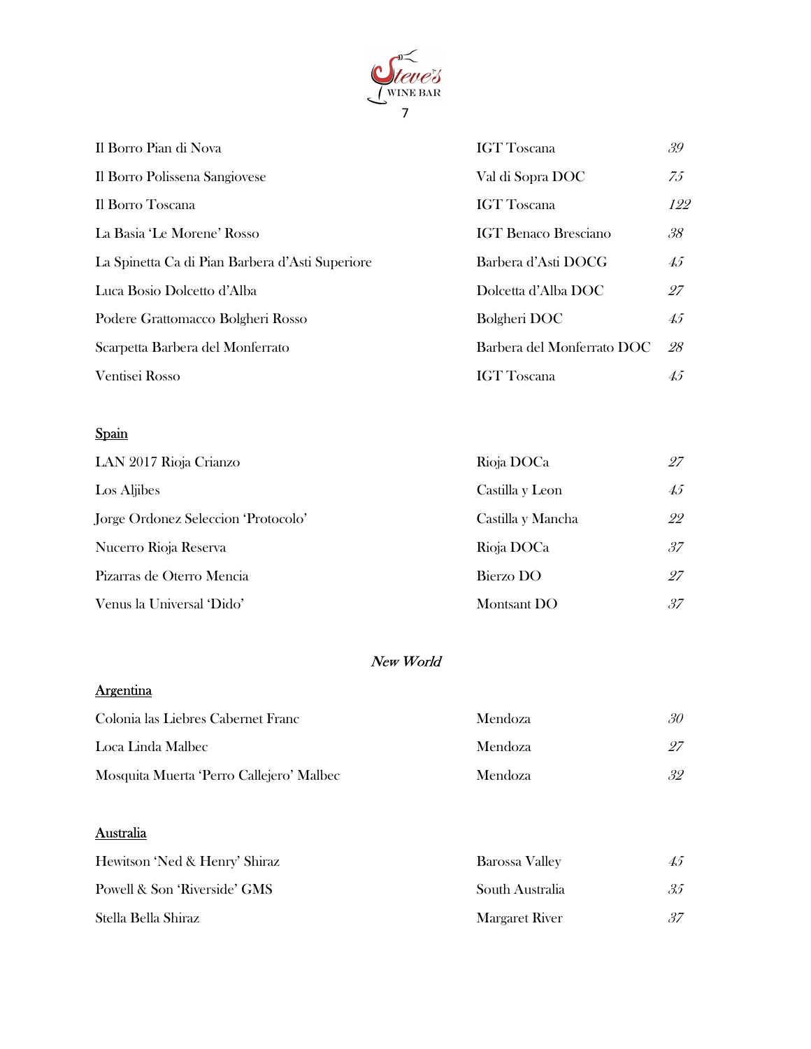| | | |
|---|---|---|
| Il Borro Pian di Nova | IGT Toscana | *39* |
| Il Borro Polissena Sangiovese | Val di Sopra DOC | *75* |
| Il Borro Toscana | IGT Toscana | *122* |
| La Basia 'Le Morene' Rosso | IGT Benaco Bresciano | *38* |
| La Spinetta Ca di Pian Barbera d'Asti Superiore | Barbera d'Asti DOCG | *45* |
| Luca Bosio Dolcetto d'Alba | Dolcetta d'Alba DOC | *27* |
| Podere Grattomacco Bolgheri Rosso | Bolgheri DOC | *45* |
| Scarpetta Barbera del Monferrato | Barbera del Monferrato DOC | *28* |
| Ventisei Rosso | IGT Toscana | *45* |

<u>Spain</u>

| | | |
|---|---|---|
| LAN 2017 Rioja Crianzo | Rioja DOCa | *27* |
| Los Aljibes | Castilla y Leon | *45* |
| Jorge Ordonez Seleccion 'Protocolo' | Castilla y Mancha | *22* |
| Nucerro Rioja Reserva | Rioja DOCa | *37* |
| Pizarras de Oterro Mencia | Bierzo DO | *27* |
| Venus la Universal 'Dido' | Montsant DO | *37* |

*New World*

<u>Argentina</u>

| | | |
|---|---|---|
| Colonia las Liebres Cabernet Franc | Mendoza | *30* |
| Loca Linda Malbec | Mendoza | *27* |
| Mosquita Muerta 'Perro Callejero' Malbec | Mendoza | *32* |

<u>Australia</u>

| | | |
|---|---|---|
| Hewitson 'Ned & Henry' Shiraz | Barossa Valley | *45* |
| Powell & Son 'Riverside' GMS | South Australia | *35* |
| Stella Bella Shiraz | Margaret River | *37* |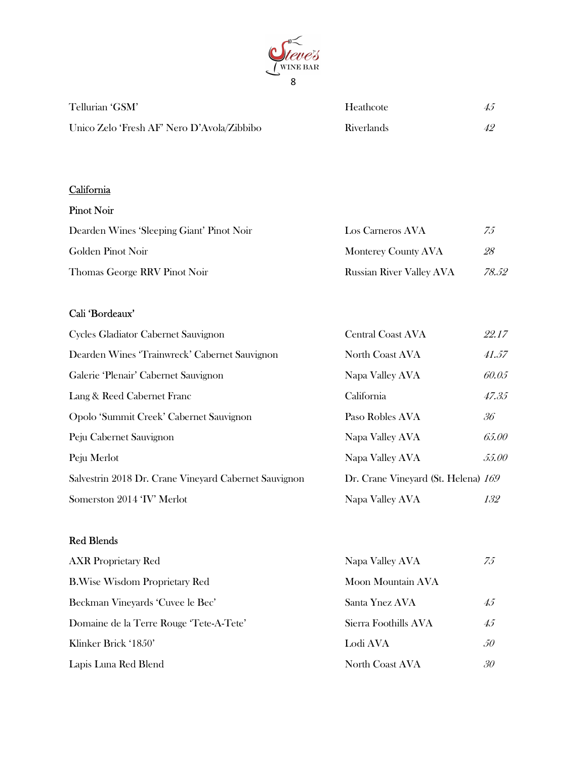| | | |
|---|---|---|
| Tellurian 'GSM' | Heathcote | *45* |
| Unico Zelo 'Fresh AF' Nero D'Avola/Zibbibo | Riverlands | *42* |

## California

### Pinot Noir

| | | |
|---|---|---|
| Dearden Wines 'Sleeping Giant' Pinot Noir | Los Carneros AVA | *75* |
| Golden Pinot Noir | Monterey County AVA | *28* |
| Thomas George RRV Pinot Noir | Russian River Valley AVA | *78.52* |

### Cali 'Bordeaux'

| | | |
|---|---|---|
| Cycles Gladiator Cabernet Sauvignon | Central Coast AVA | *22.17* |
| Dearden Wines 'Trainwreck' Cabernet Sauvignon | North Coast AVA | *41.57* |
| Galerie 'Plenair' Cabernet Sauvignon | Napa Valley AVA | *60.05* |
| Lang & Reed Cabernet Franc | California | *47.35* |
| Opolo 'Summit Creek' Cabernet Sauvignon | Paso Robles AVA | *36* |
| Peju Cabernet Sauvignon | Napa Valley AVA | *65.00* |
| Peju Merlot | Napa Valley AVA | *55.00* |
| Salvestrin 2018 Dr. Crane Vineyard Cabernet Sauvignon | Dr. Crane Vineyard (St. Helena) | *169* |
| Somerston 2014 'IV' Merlot | Napa Valley AVA | *132* |

### Red Blends

| | | |
|---|---|---|
| AXR Proprietary Red | Napa Valley AVA | *75* |
| B.Wise Wisdom Proprietary Red | Moon Mountain AVA | |
| Beckman Vineyards 'Cuvee le Bec' | Santa Ynez AVA | *45* |
| Domaine de la Terre Rouge 'Tete-A-Tete' | Sierra Foothills AVA | *45* |
| Klinker Brick '1850' | Lodi AVA | *50* |
| Lapis Luna Red Blend | North Coast AVA | *30* |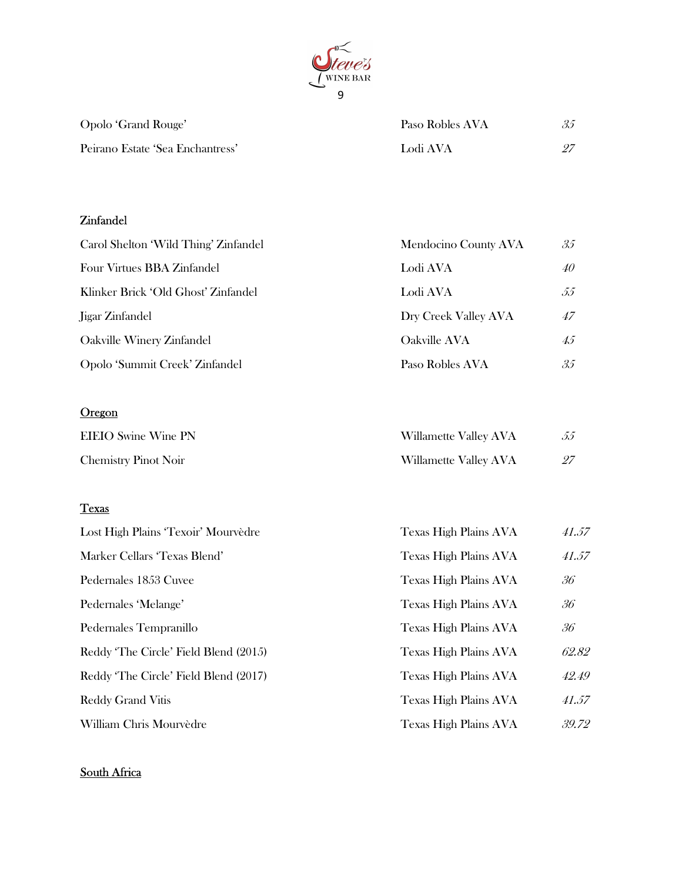| | | |
|---|---|---|
| Opolo 'Grand Rouge' | Paso Robles AVA | *35* |
| Peirano Estate 'Sea Enchantress' | Lodi AVA | *27* |

Zinfandel

| | | |
|---|---|---|
| Carol Shelton 'Wild Thing' Zinfandel | Mendocino County AVA | *35* |
| Four Virtues BBA Zinfandel | Lodi AVA | *40* |
| Klinker Brick 'Old Ghost' Zinfandel | Lodi AVA | *55* |
| Jigar Zinfandel | Dry Creek Valley AVA | *47* |
| Oakville Winery Zinfandel | Oakville AVA | *45* |
| Opolo 'Summit Creek' Zinfandel | Paso Robles AVA | *35* |

## Oregon

| | | |
|---|---|---|
| EIEIO Swine Wine PN | Willamette Valley AVA | *55* |
| Chemistry Pinot Noir | Willamette Valley AVA | *27* |

## Texas

| | | |
|---|---|---|
| Lost High Plains 'Texoir' Mourvèdre | Texas High Plains AVA | *41.57* |
| Marker Cellars 'Texas Blend' | Texas High Plains AVA | *41.57* |
| Pedernales 1853 Cuvee | Texas High Plains AVA | *36* |
| Pedernales 'Melange' | Texas High Plains AVA | *36* |
| Pedernales Tempranillo | Texas High Plains AVA | *36* |
| Reddy 'The Circle' Field Blend (2015) | Texas High Plains AVA | *62.82* |
| Reddy 'The Circle' Field Blend (2017) | Texas High Plains AVA | *42.49* |
| Reddy Grand Vitis | Texas High Plains AVA | *41.57* |
| William Chris Mourvèdre | Texas High Plains AVA | *39.72* |

## South Africa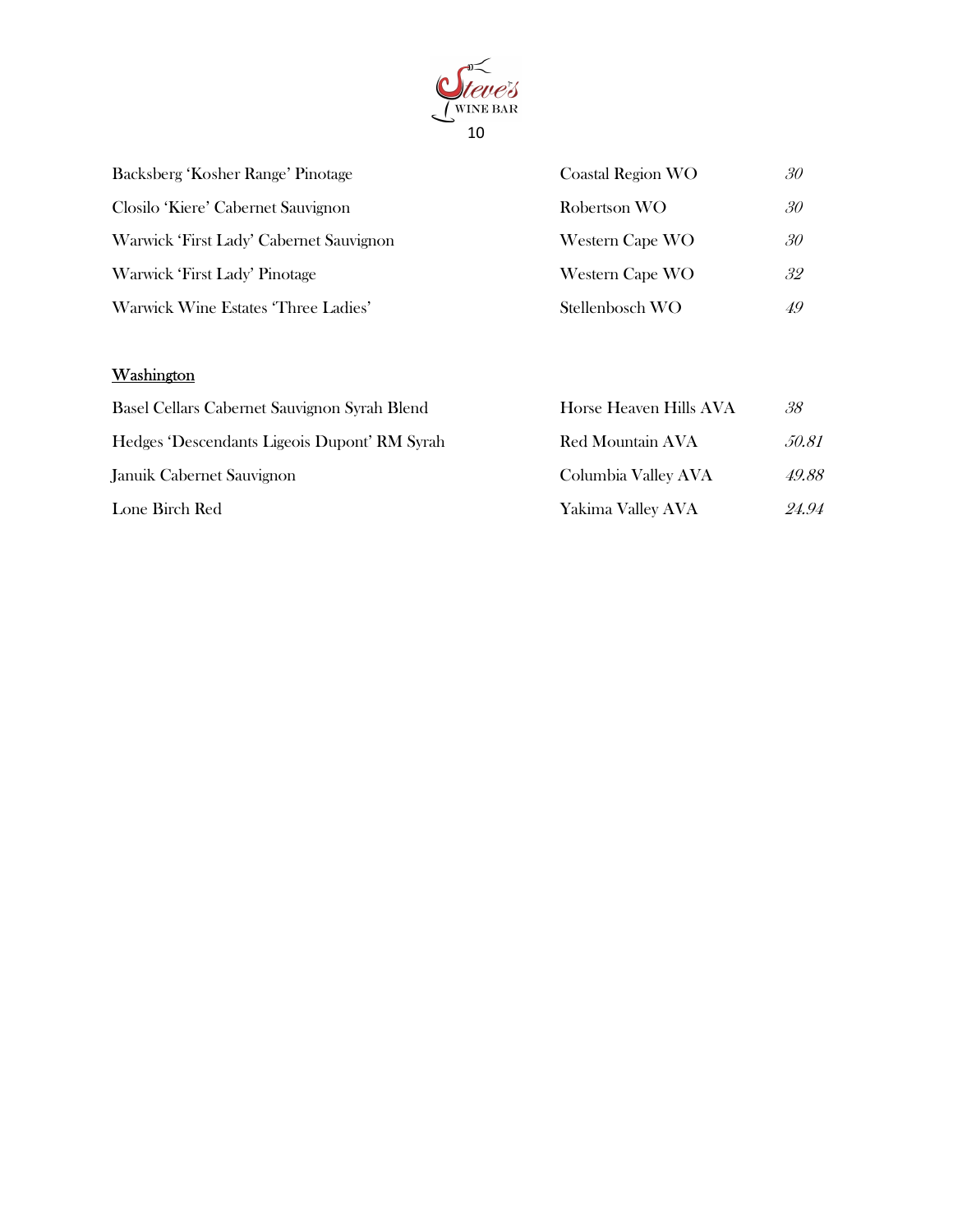| | | |
|---|---|---|
| Backsberg 'Kosher Range' Pinotage | Coastal Region WO | *30* |
| Closilo 'Kiere' Cabernet Sauvignon | Robertson WO | *30* |
| Warwick 'First Lady' Cabernet Sauvignon | Western Cape WO | *30* |
| Warwick 'First Lady' Pinotage | Western Cape WO | *32* |
| Warwick Wine Estates 'Three Ladies' | Stellenbosch WO | *49* |

## Washington

| | | |
|---|---|---|
| Basel Cellars Cabernet Sauvignon Syrah Blend | Horse Heaven Hills AVA | *38* |
| Hedges 'Descendants Ligeois Dupont' RM Syrah | Red Mountain AVA | *50.81* |
| Januik Cabernet Sauvignon | Columbia Valley AVA | *49.88* |
| Lone Birch Red | Yakima Valley AVA | *24.94* |